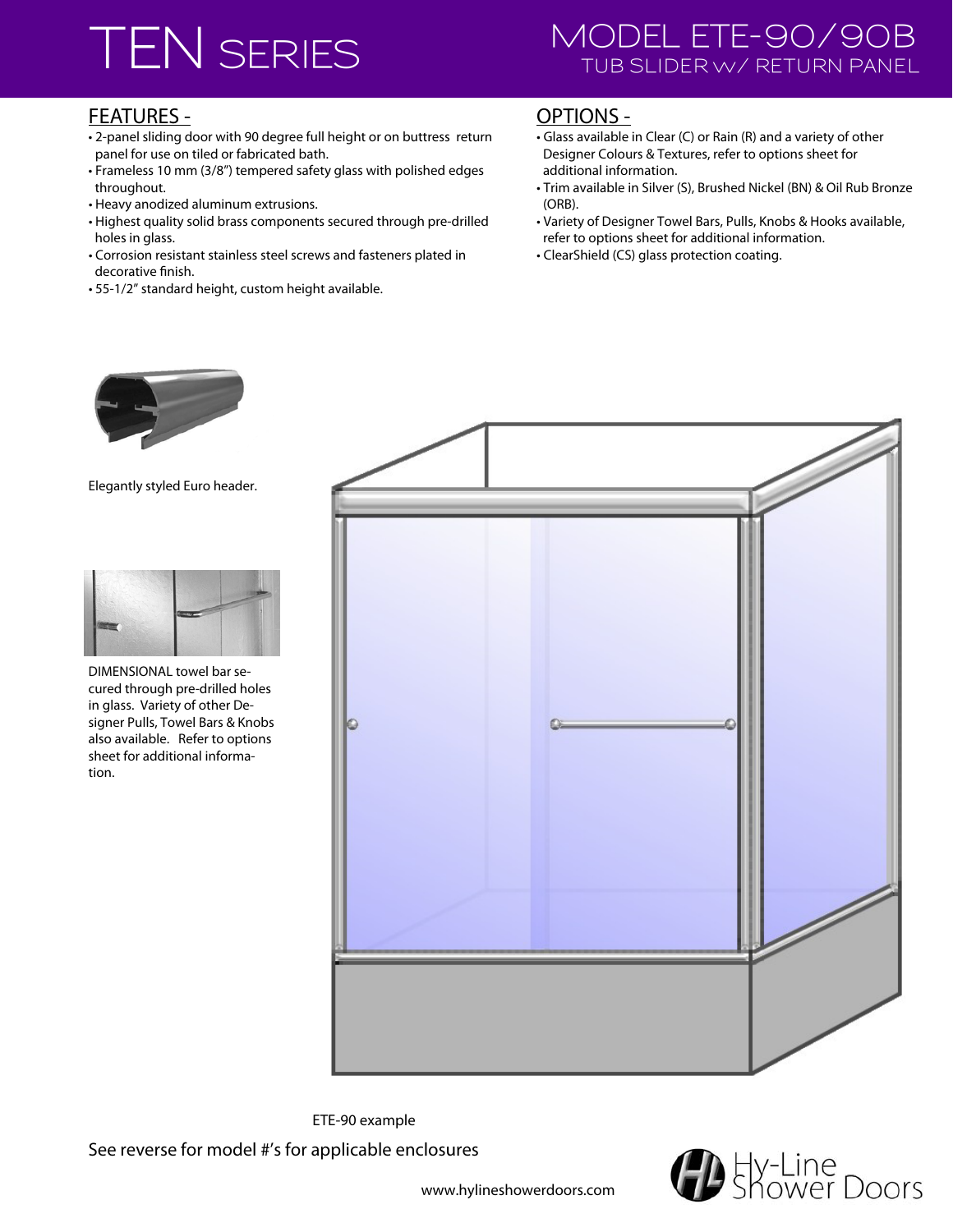# TEN SERIES

## MODEL ETE-90/90B
### TUB SLIDER W/ RETURN PANEL

## FEATURES -

- 2-panel sliding door with 90 degree full height or on buttress return panel for use on tiled or fabricated bath.
- Frameless 10 mm (3/8") tempered safety glass with polished edges throughout.
- Heavy anodized aluminum extrusions.
- Highest quality solid brass components secured through pre-drilled holes in glass.
- Corrosion resistant stainless steel screws and fasteners plated in decorative finish.
- 55-1/2" standard height, custom height available.

## OPTIONS -

- Glass available in Clear (C) or Rain (R) and a variety of other Designer Colours & Textures, refer to options sheet for additional information.
- Trim available in Silver (S), Brushed Nickel (BN) & Oil Rub Bronze (ORB).
- Variety of Designer Towel Bars, Pulls, Knobs & Hooks available, refer to options sheet for additional information.
- ClearShield (CS) glass protection coating.

Elegantly styled Euro header.

DIMENSIONAL towel bar secured through pre-drilled holes in glass. Variety of other Designer Pulls, Towel Bars & Knobs also available. Refer to options sheet for additional information.

ETE-90 example

See reverse for model #'s for applicable enclosures

www.hylineshowerdoors.com

Hy-Line Shower Doors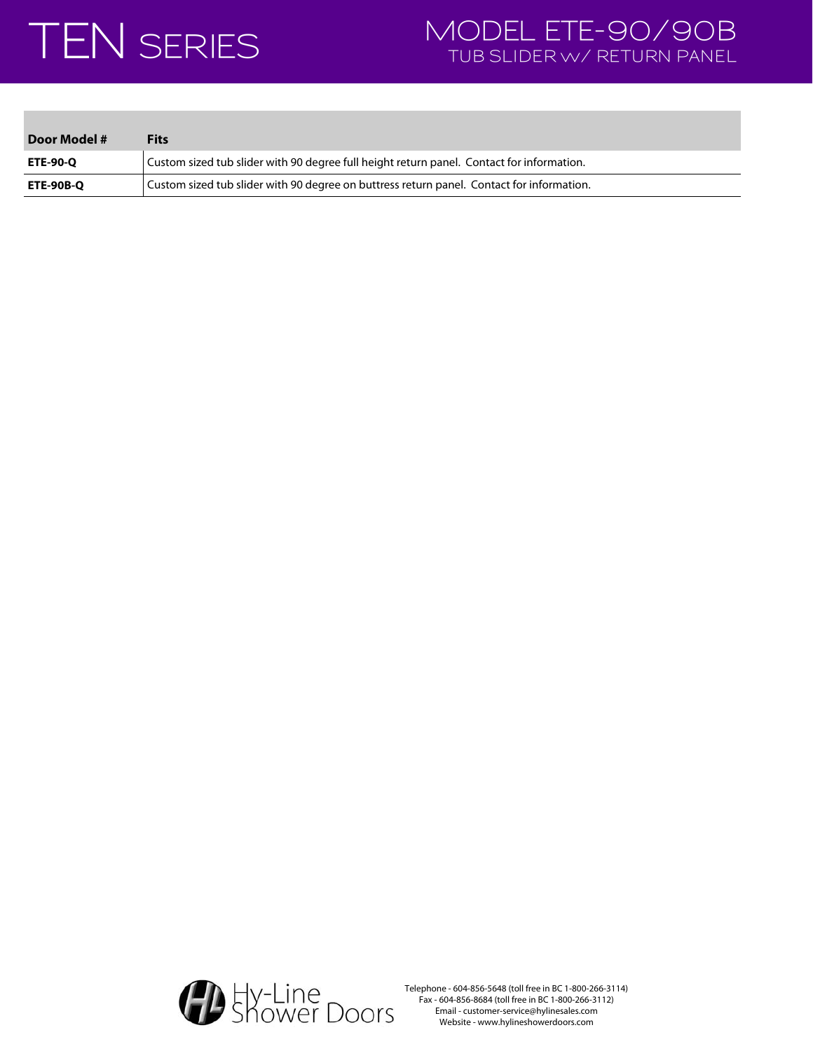# TEN SERIES

## MODEL ETE-90/90B
### TUB SLIDER W/ RETURN PANEL

| Door Model # | Fits |
|---|---|
| **ETE-90-Q** | Custom sized tub slider with 90 degree full height return panel. Contact for information. |
| **ETE-90B-Q** | Custom sized tub slider with 90 degree on buttress return panel. Contact for information. |

Hy-Line Shower Doors

Telephone - 604-856-5648 (toll free in BC 1-800-266-3114)
Fax - 604-856-8684 (toll free in BC 1-800-266-3112)
Email - customer-service@hylinesales.com
Website - www.hylineshowerdoors.com